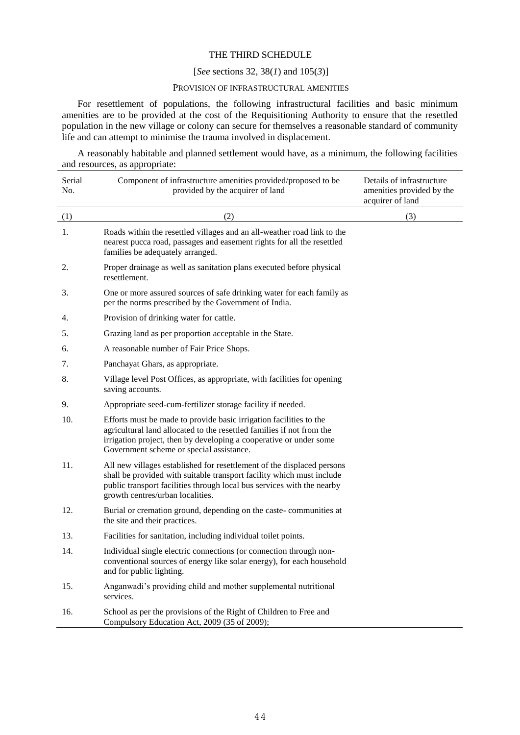# THE THIRD SCHEDULE

[*See* sections 32, 38(*1*) and 105(*3*)]

## PROVISION OF INFRASTRUCTURAL AMENITIES

For resettlement of populations, the following infrastructural facilities and basic minimum amenities are to be provided at the cost of the Requisitioning Authority to ensure that the resettled population in the new village or colony can secure for themselves a reasonable standard of community life and can attempt to minimise the trauma involved in displacement.

A reasonably habitable and planned settlement would have, as a minimum, the following facilities and resources, as appropriate:

| Serial No. | Component of infrastructure amenities provided/proposed to be provided by the acquirer of land | Details of infrastructure amenities provided by the acquirer of land |
|---|---|---|
| (1) | (2) | (3) |
| 1. | Roads within the resettled villages and an all-weather road link to the nearest pucca road, passages and easement rights for all the resettled families be adequately arranged. | |
| 2. | Proper drainage as well as sanitation plans executed before physical resettlement. | |
| 3. | One or more assured sources of safe drinking water for each family as per the norms prescribed by the Government of India. | |
| 4. | Provision of drinking water for cattle. | |
| 5. | Grazing land as per proportion acceptable in the State. | |
| 6. | A reasonable number of Fair Price Shops. | |
| 7. | Panchayat Ghars, as appropriate. | |
| 8. | Village level Post Offices, as appropriate, with facilities for opening saving accounts. | |
| 9. | Appropriate seed-cum-fertilizer storage facility if needed. | |
| 10. | Efforts must be made to provide basic irrigation facilities to the agricultural land allocated to the resettled families if not from the irrigation project, then by developing a cooperative or under some Government scheme or special assistance. | |
| 11. | All new villages established for resettlement of the displaced persons shall be provided with suitable transport facility which must include public transport facilities through local bus services with the nearby growth centres/urban localities. | |
| 12. | Burial or cremation ground, depending on the caste- communities at the site and their practices. | |
| 13. | Facilities for sanitation, including individual toilet points. | |
| 14. | Individual single electric connections (or connection through non-conventional sources of energy like solar energy), for each household and for public lighting. | |
| 15. | Anganwadi's providing child and mother supplemental nutritional services. | |
| 16. | School as per the provisions of the Right of Children to Free and Compulsory Education Act, 2009 (35 of 2009); | |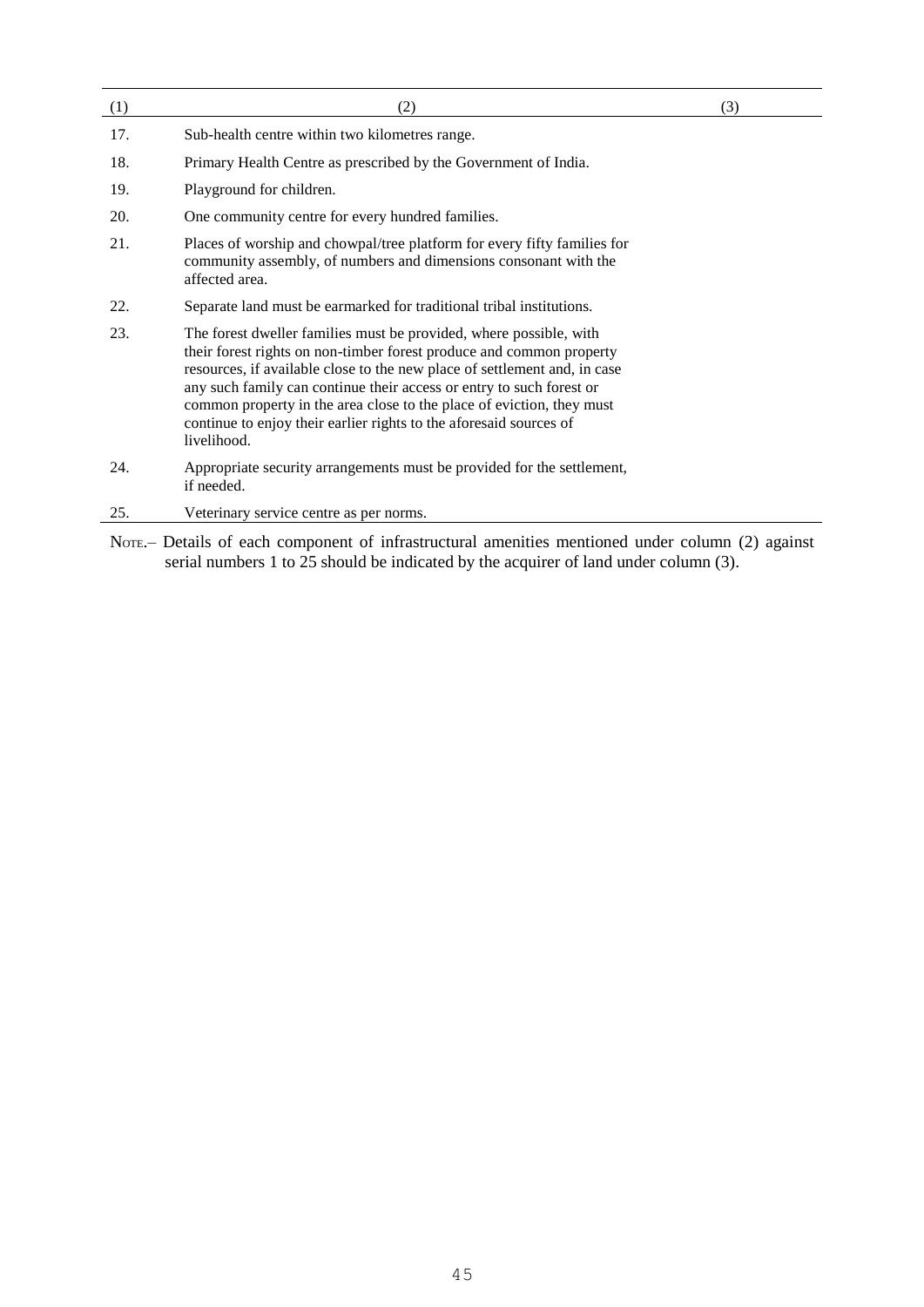| (1) | (2) | (3) |
|---|---|---|
| 17. | Sub-health centre within two kilometres range. | |
| 18. | Primary Health Centre as prescribed by the Government of India. | |
| 19. | Playground for children. | |
| 20. | One community centre for every hundred families. | |
| 21. | Places of worship and chowpal/tree platform for every fifty families for community assembly, of numbers and dimensions consonant with the affected area. | |
| 22. | Separate land must be earmarked for traditional tribal institutions. | |
| 23. | The forest dweller families must be provided, where possible, with their forest rights on non-timber forest produce and common property resources, if available close to the new place of settlement and, in case any such family can continue their access or entry to such forest or common property in the area close to the place of eviction, they must continue to enjoy their earlier rights to the aforesaid sources of livelihood. | |
| 24. | Appropriate security arrangements must be provided for the settlement, if needed. | |
| 25. | Veterinary service centre as per norms. | |

NOTE.– Details of each component of infrastructural amenities mentioned under column (2) against serial numbers 1 to 25 should be indicated by the acquirer of land under column (3).